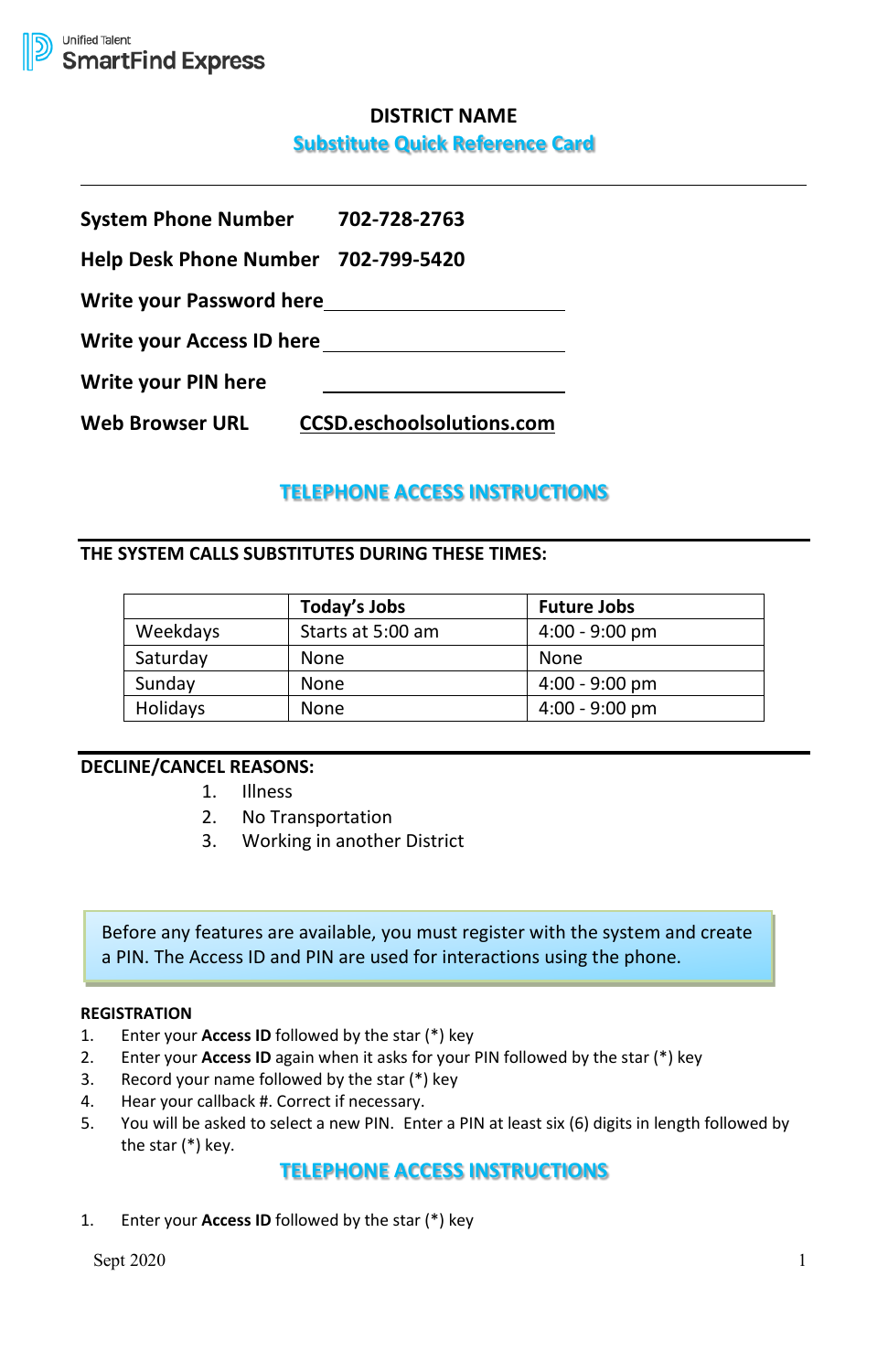Unified Talent
SmartFind Express

# DISTRICT NAME

## Substitute Quick Reference Card

---

**System Phone Number** **702-728-2763**

**Help Desk Phone Number** **702-799-5420**

**Write your Password here**\_\_\_\_\_\_\_\_\_\_\_\_\_\_\_\_\_\_\_\_\_\_\_\_

**Write your Access ID here**\_\_\_\_\_\_\_\_\_\_\_\_\_\_\_\_\_\_\_\_\_\_\_\_

**Write your PIN here** \_\_\_\_\_\_\_\_\_\_\_\_\_\_\_\_\_\_\_\_\_\_\_\_

**Web Browser URL** **CCSD.eschoolsolutions.com**

## TELEPHONE ACCESS INSTRUCTIONS

---

**THE SYSTEM CALLS SUBSTITUTES DURING THESE TIMES:**

| | **Today's Jobs** | **Future Jobs** |
|---|---|---|
| Weekdays | Starts at 5:00 am | 4:00 - 9:00 pm |
| Saturday | None | None |
| Sunday | None | 4:00 - 9:00 pm |
| Holidays | None | 4:00 - 9:00 pm |

---

**DECLINE/CANCEL REASONS:**

1. Illness
2. No Transportation
3. Working in another District

> Before any features are available, you must register with the system and create a PIN. The Access ID and PIN are used for interactions using the phone.

**REGISTRATION**

1. Enter your **Access ID** followed by the star (*) key
2. Enter your **Access ID** again when it asks for your PIN followed by the star (*) key
3. Record your name followed by the star (*) key
4. Hear your callback #. Correct if necessary.
5. You will be asked to select a new PIN. Enter a PIN at least six (6) digits in length followed by the star (*) key.

## TELEPHONE ACCESS INSTRUCTIONS

1. Enter your **Access ID** followed by the star (*) key

Sept 2020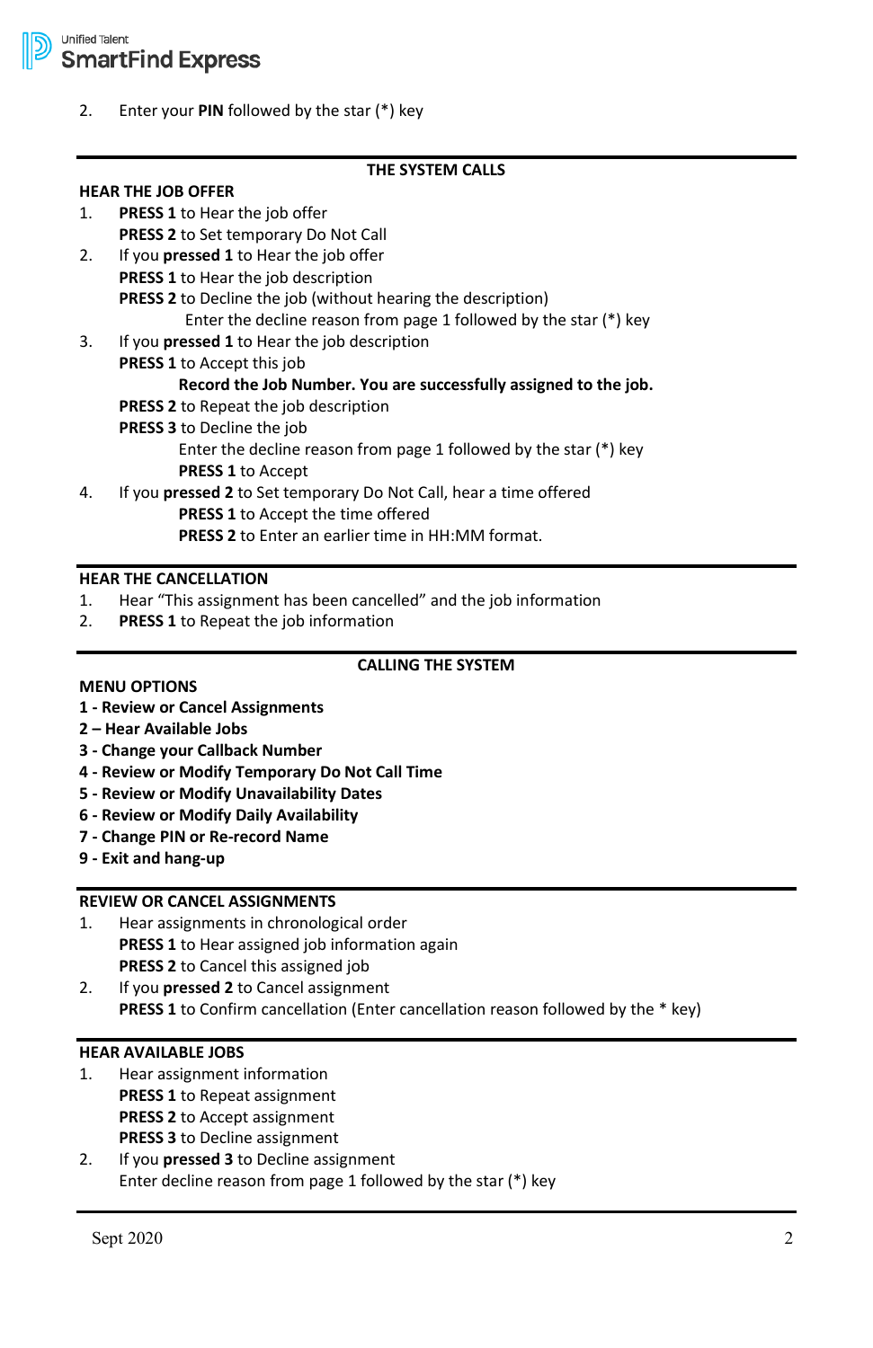2. Enter your **PIN** followed by the star (*) key

## THE SYSTEM CALLS

### HEAR THE JOB OFFER

1. **PRESS 1** to Hear the job offer
   **PRESS 2** to Set temporary Do Not Call
2. If you **pressed 1** to Hear the job offer
   **PRESS 1** to Hear the job description
   **PRESS 2** to Decline the job (without hearing the description)
      Enter the decline reason from page 1 followed by the star (*) key
3. If you **pressed 1** to Hear the job description
   **PRESS 1** to Accept this job
      **Record the Job Number. You are successfully assigned to the job.**
   **PRESS 2** to Repeat the job description
   **PRESS 3** to Decline the job
      Enter the decline reason from page 1 followed by the star (*) key
      **PRESS 1** to Accept
4. If you **pressed 2** to Set temporary Do Not Call, hear a time offered
      **PRESS 1** to Accept the time offered
      **PRESS 2** to Enter an earlier time in HH:MM format.

### HEAR THE CANCELLATION

1. Hear "This assignment has been cancelled" and the job information
2. **PRESS 1** to Repeat the job information

## CALLING THE SYSTEM

### MENU OPTIONS

**1 - Review or Cancel Assignments**
**2 – Hear Available Jobs**
**3 - Change your Callback Number**
**4 - Review or Modify Temporary Do Not Call Time**
**5 - Review or Modify Unavailability Dates**
**6 - Review or Modify Daily Availability**
**7 - Change PIN or Re-record Name**
**9 - Exit and hang-up**

### REVIEW OR CANCEL ASSIGNMENTS

1. Hear assignments in chronological order
   **PRESS 1** to Hear assigned job information again
   **PRESS 2** to Cancel this assigned job
2. If you **pressed 2** to Cancel assignment
   **PRESS 1** to Confirm cancellation (Enter cancellation reason followed by the * key)

### HEAR AVAILABLE JOBS

1. Hear assignment information
   **PRESS 1** to Repeat assignment
   **PRESS 2** to Accept assignment
   **PRESS 3** to Decline assignment
2. If you **pressed 3** to Decline assignment
   Enter decline reason from page 1 followed by the star (*) key

Sept 2020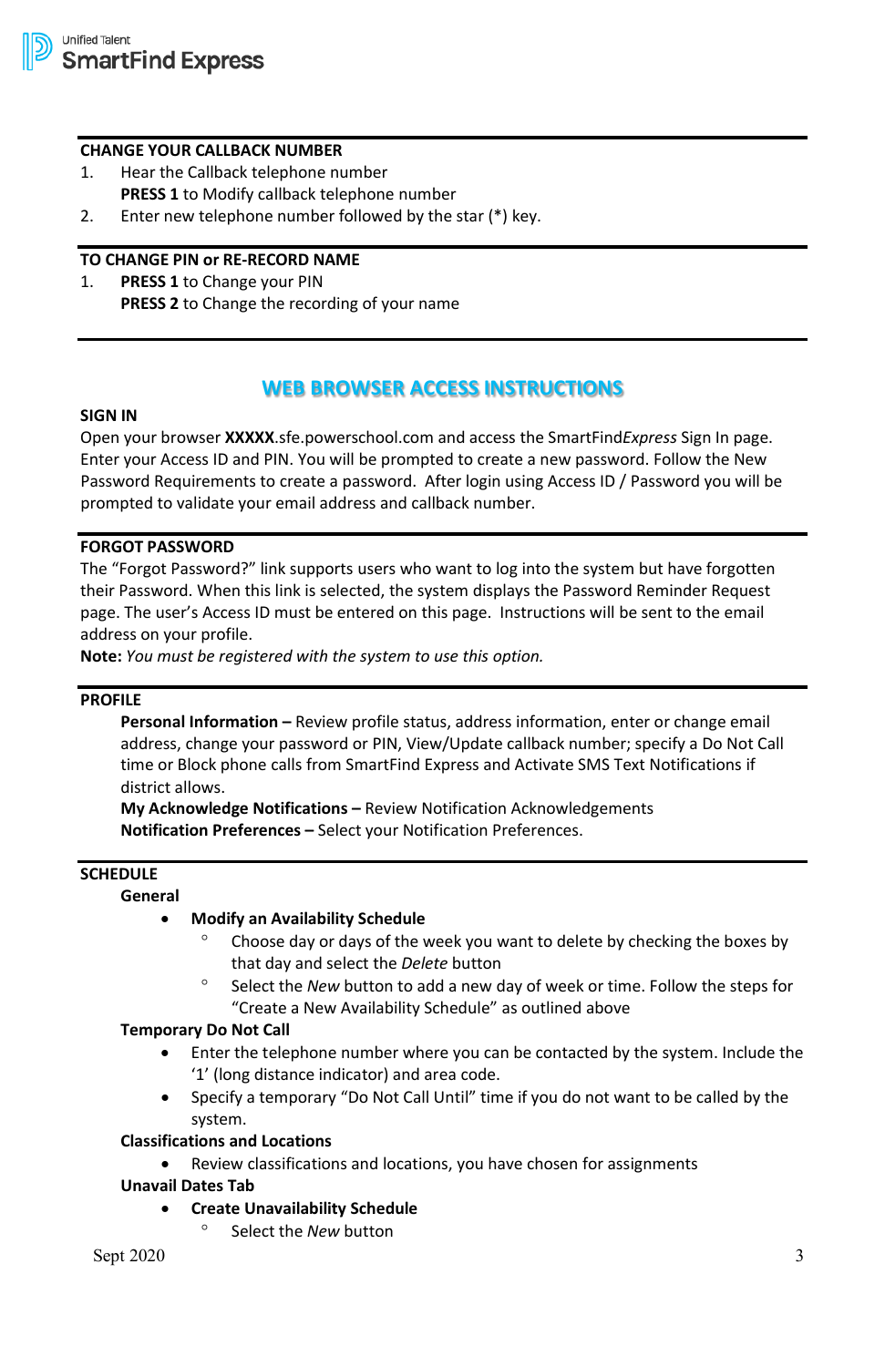### CHANGE YOUR CALLBACK NUMBER

1. Hear the Callback telephone number
   **PRESS 1** to Modify callback telephone number
2. Enter new telephone number followed by the star (*) key.

### TO CHANGE PIN or RE-RECORD NAME

1. **PRESS 1** to Change your PIN
   **PRESS 2** to Change the recording of your name

## WEB BROWSER ACCESS INSTRUCTIONS

### SIGN IN

Open your browser **XXXXX**.sfe.powerschool.com and access the SmartFind*Express* Sign In page. Enter your Access ID and PIN. You will be prompted to create a new password. Follow the New Password Requirements to create a password. After login using Access ID / Password you will be prompted to validate your email address and callback number.

### FORGOT PASSWORD

The "Forgot Password?" link supports users who want to log into the system but have forgotten their Password. When this link is selected, the system displays the Password Reminder Request page. The user's Access ID must be entered on this page. Instructions will be sent to the email address on your profile.

**Note:** *You must be registered with the system to use this option.*

### PROFILE

**Personal Information –** Review profile status, address information, enter or change email address, change your password or PIN, View/Update callback number; specify a Do Not Call time or Block phone calls from SmartFind Express and Activate SMS Text Notifications if district allows.

**My Acknowledge Notifications –** Review Notification Acknowledgements

**Notification Preferences –** Select your Notification Preferences.

### SCHEDULE

**General**

- **Modify an Availability Schedule**
  - Choose day or days of the week you want to delete by checking the boxes by that day and select the *Delete* button
  - Select the *New* button to add a new day of week or time. Follow the steps for "Create a New Availability Schedule" as outlined above

**Temporary Do Not Call**

- Enter the telephone number where you can be contacted by the system. Include the '1' (long distance indicator) and area code.
- Specify a temporary "Do Not Call Until" time if you do not want to be called by the system.

**Classifications and Locations**

- Review classifications and locations, you have chosen for assignments

**Unavail Dates Tab**

- **Create Unavailability Schedule**
  - Select the *New* button

Sept 2020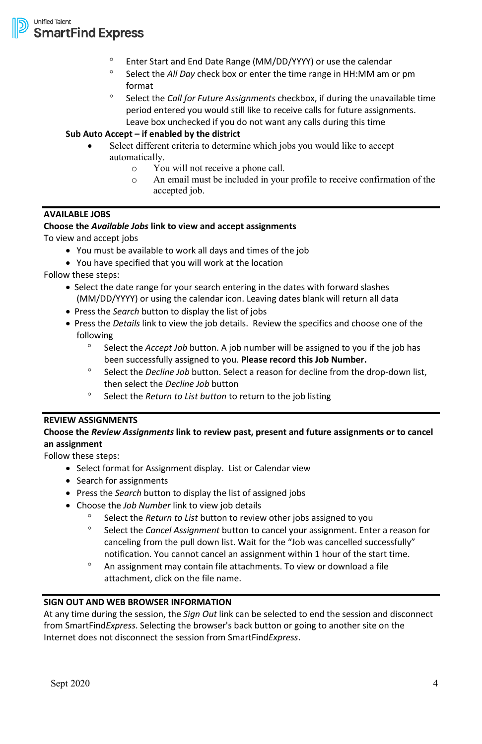- Enter Start and End Date Range (MM/DD/YYYY) or use the calendar
- Select the *All Day* check box or enter the time range in HH:MM am or pm format
- Select the *Call for Future Assignments* checkbox, if during the unavailable time period entered you would still like to receive calls for future assignments. Leave box unchecked if you do not want any calls during this time

**Sub Auto Accept – if enabled by the district**

- Select different criteria to determine which jobs you would like to accept automatically.
  - You will not receive a phone call.
  - An email must be included in your profile to receive confirmation of the accepted job.

---

**AVAILABLE JOBS**

**Choose the *Available Jobs* link to view and accept assignments**

To view and accept jobs

- You must be available to work all days and times of the job
- You have specified that you will work at the location

Follow these steps:

- Select the date range for your search entering in the dates with forward slashes (MM/DD/YYYY) or using the calendar icon. Leaving dates blank will return all data
- Press the *Search* button to display the list of jobs
- Press the *Details* link to view the job details. Review the specifics and choose one of the following
  - Select the *Accept Job* button. A job number will be assigned to you if the job has been successfully assigned to you. **Please record this Job Number.**
  - Select the *Decline Job* button. Select a reason for decline from the drop-down list, then select the *Decline Job* button
  - Select the *Return to List button* to return to the job listing

---

**REVIEW ASSIGNMENTS**

**Choose the *Review Assignments* link to review past, present and future assignments or to cancel an assignment**

Follow these steps:

- Select format for Assignment display. List or Calendar view
- Search for assignments
- Press the *Search* button to display the list of assigned jobs
- Choose the *Job Number* link to view job details
  - Select the *Return to List* button to review other jobs assigned to you
  - Select the *Cancel Assignment* button to cancel your assignment. Enter a reason for canceling from the pull down list. Wait for the "Job was cancelled successfully" notification. You cannot cancel an assignment within 1 hour of the start time.
  - An assignment may contain file attachments. To view or download a file attachment, click on the file name.

---

**SIGN OUT AND WEB BROWSER INFORMATION**

At any time during the session, the *Sign Out* link can be selected to end the session and disconnect from SmartFind*Express*. Selecting the browser's back button or going to another site on the Internet does not disconnect the session from SmartFind*Express*.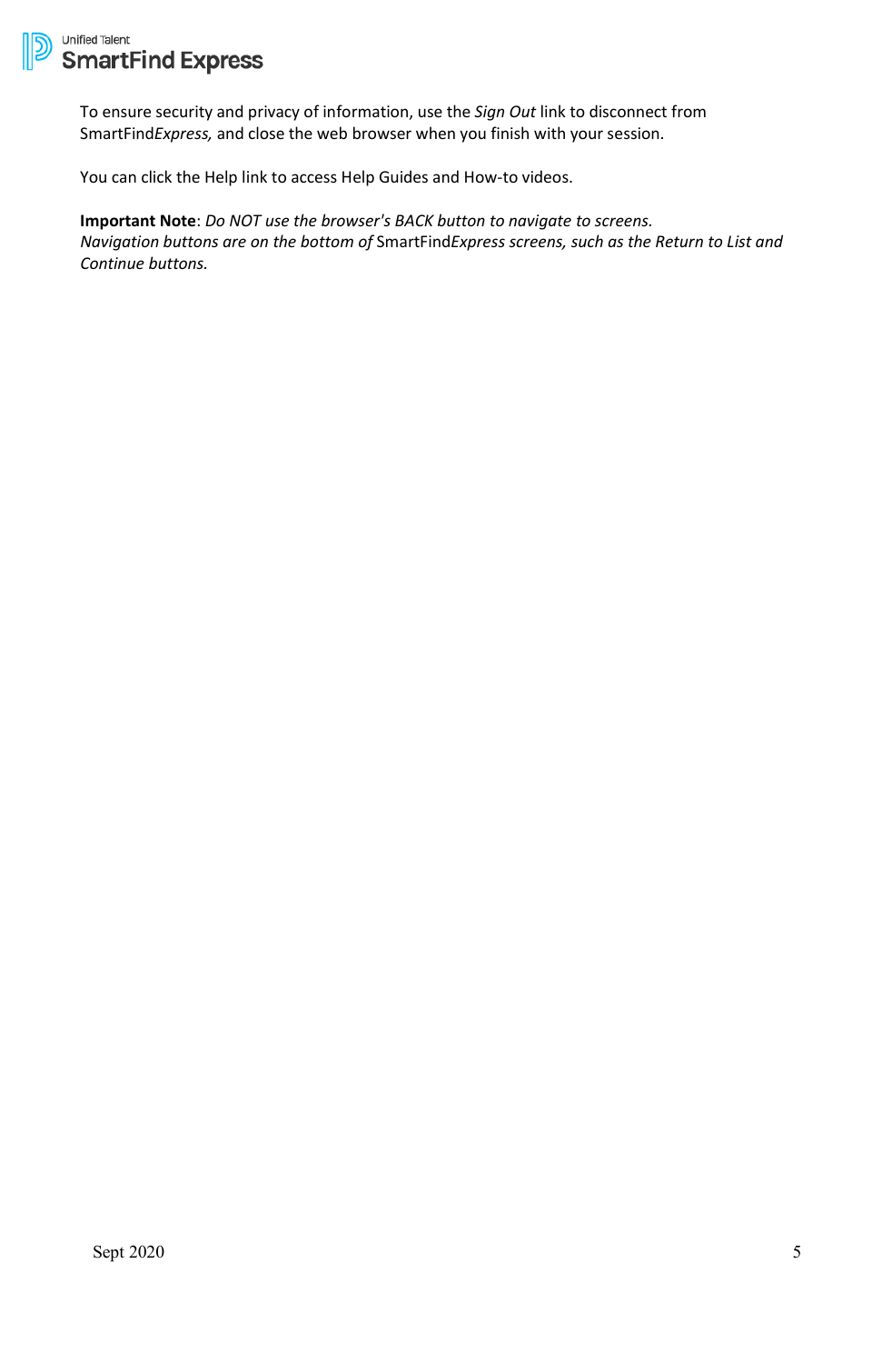To ensure security and privacy of information, use the *Sign Out* link to disconnect from SmartFind*Express,* and close the web browser when you finish with your session.

You can click the Help link to access Help Guides and How-to videos.

**Important Note**: *Do NOT use the browser's BACK button to navigate to screens. Navigation buttons are on the bottom of* SmartFind*Express screens, such as the Return to List and Continue buttons.*